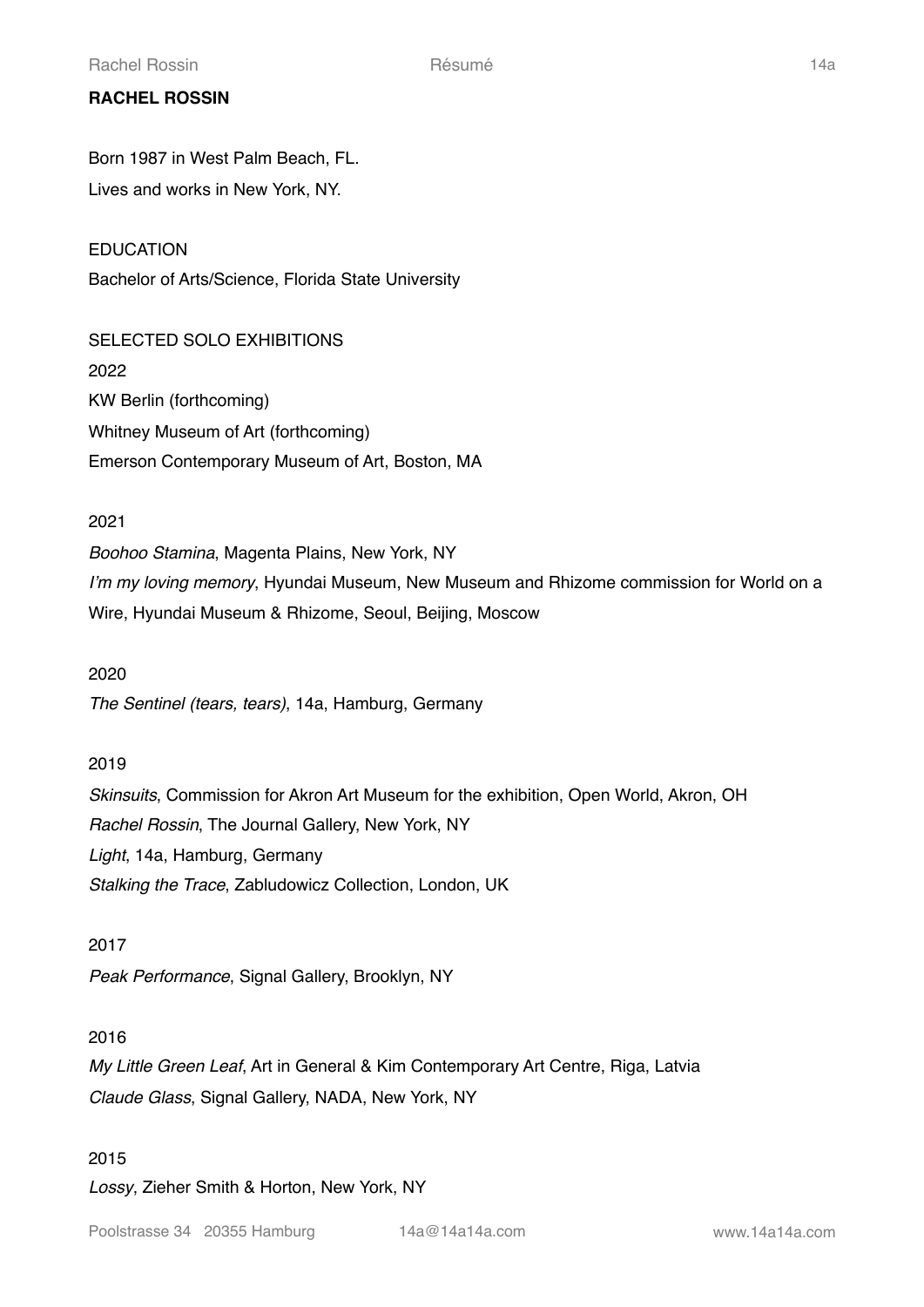# RACHEL ROSSIN

Born 1987 in West Palm Beach, FL.
Lives and works in New York, NY.

## EDUCATION

Bachelor of Arts/Science, Florida State University

## SELECTED SOLO EXHIBITIONS

2022

KW Berlin (forthcoming)
Whitney Museum of Art (forthcoming)
Emerson Contemporary Museum of Art, Boston, MA

2021

*Boohoo Stamina*, Magenta Plains, New York, NY
*I'm my loving memory*, Hyundai Museum, New Museum and Rhizome commission for World on a Wire, Hyundai Museum & Rhizome, Seoul, Beijing, Moscow

2020

*The Sentinel (tears, tears)*, 14a, Hamburg, Germany

2019

*Skinsuits*, Commission for Akron Art Museum for the exhibition, Open World, Akron, OH
*Rachel Rossin*, The Journal Gallery, New York, NY
*Light*, 14a, Hamburg, Germany
*Stalking the Trace*, Zabludowicz Collection, London, UK

2017

*Peak Performance*, Signal Gallery, Brooklyn, NY

2016

*My Little Green Leaf*, Art in General & Kim Contemporary Art Centre, Riga, Latvia
*Claude Glass*, Signal Gallery, NADA, New York, NY

2015

*Lossy*, Zieher Smith & Horton, New York, NY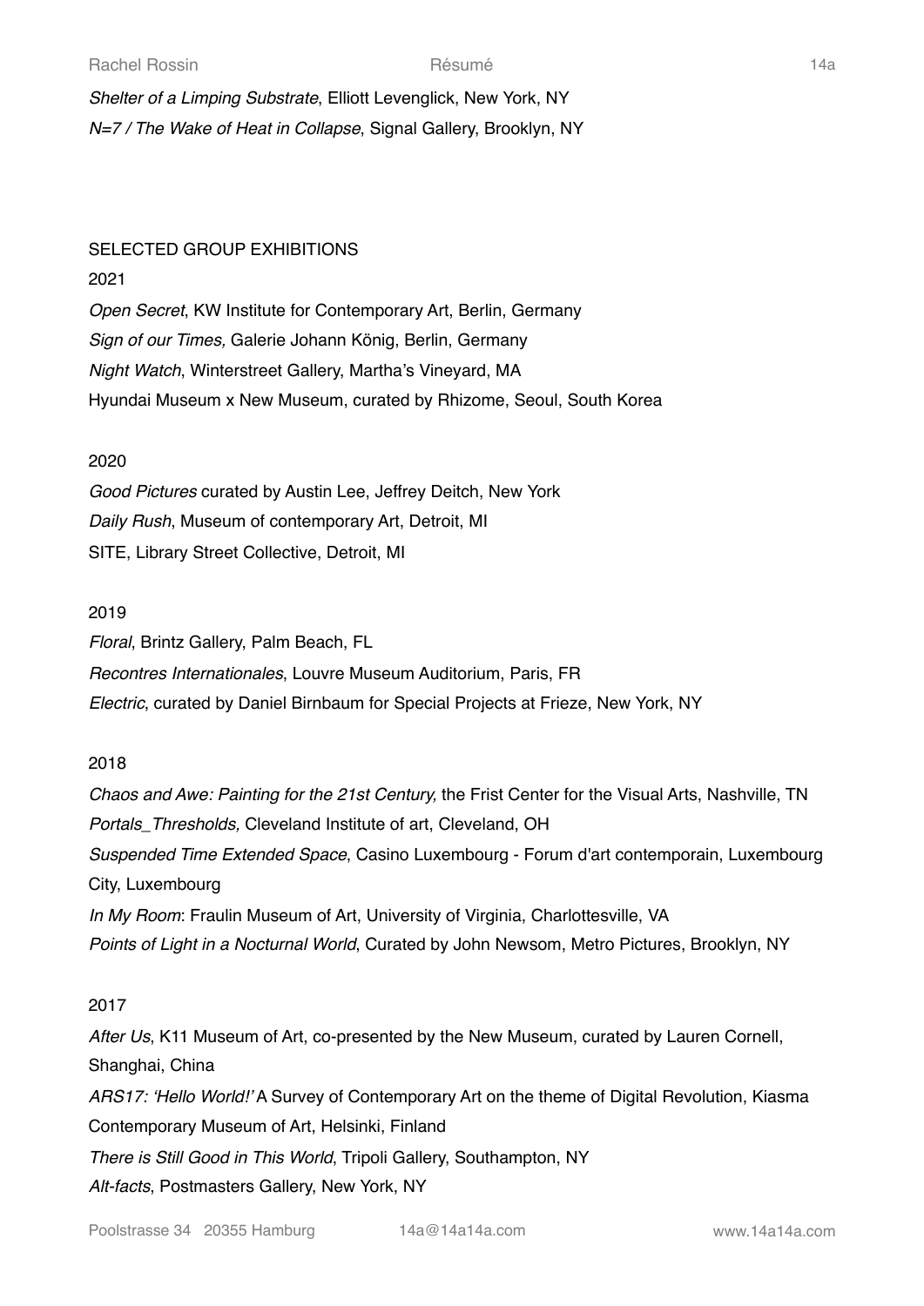*Shelter of a Limping Substrate*, Elliott Levenglick, New York, NY

*N=7 / The Wake of Heat in Collapse*, Signal Gallery, Brooklyn, NY

SELECTED GROUP EXHIBITIONS

2021

*Open Secret*, KW Institute for Contemporary Art, Berlin, Germany

*Sign of our Times,* Galerie Johann König, Berlin, Germany

*Night Watch*, Winterstreet Gallery, Martha's Vineyard, MA

Hyundai Museum x New Museum, curated by Rhizome, Seoul, South Korea

2020

*Good Pictures* curated by Austin Lee, Jeffrey Deitch, New York

*Daily Rush*, Museum of contemporary Art, Detroit, MI

SITE, Library Street Collective, Detroit, MI

2019

*Floral*, Brintz Gallery, Palm Beach, FL

*Recontres Internationales*, Louvre Museum Auditorium, Paris, FR

*Electric*, curated by Daniel Birnbaum for Special Projects at Frieze, New York, NY

2018

*Chaos and Awe: Painting for the 21st Century,* the Frist Center for the Visual Arts, Nashville, TN

*Portals_Thresholds,* Cleveland Institute of art, Cleveland, OH

*Suspended Time Extended Space*, Casino Luxembourg - Forum d'art contemporain, Luxembourg City, Luxembourg

*In My Room*: Fraulin Museum of Art, University of Virginia, Charlottesville, VA

*Points of Light in a Nocturnal World*, Curated by John Newsom, Metro Pictures, Brooklyn, NY

2017

*After Us*, K11 Museum of Art, co-presented by the New Museum, curated by Lauren Cornell, Shanghai, China

*ARS17: 'Hello World!'* A Survey of Contemporary Art on the theme of Digital Revolution, Kiasma Contemporary Museum of Art, Helsinki, Finland

*There is Still Good in This World*, Tripoli Gallery, Southampton, NY

*Alt-facts*, Postmasters Gallery, New York, NY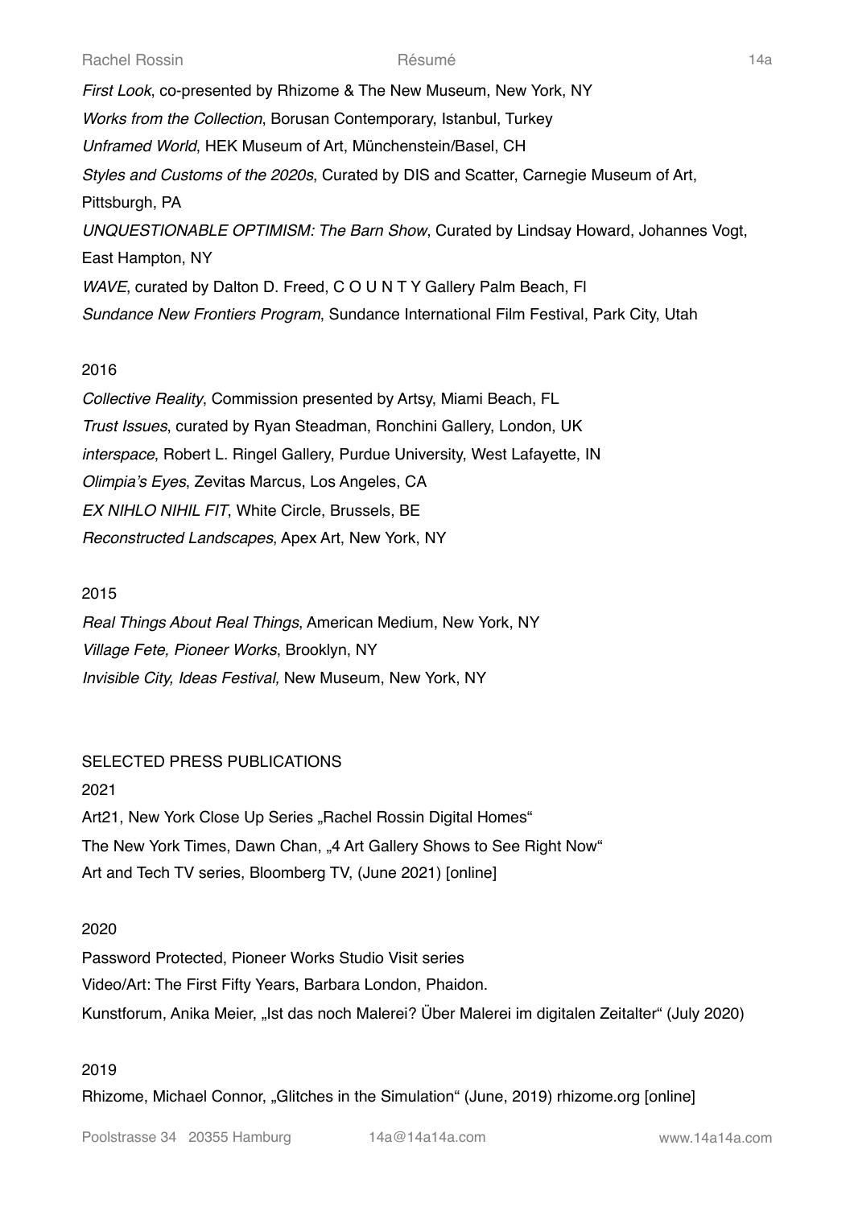*First Look*, co-presented by Rhizome & The New Museum, New York, NY
*Works from the Collection*, Borusan Contemporary, Istanbul, Turkey
*Unframed World*, HEK Museum of Art, Münchenstein/Basel, CH
*Styles and Customs of the 2020s*, Curated by DIS and Scatter, Carnegie Museum of Art, Pittsburgh, PA
*UNQUESTIONABLE OPTIMISM: The Barn Show*, Curated by Lindsay Howard, Johannes Vogt, East Hampton, NY
*WAVE*, curated by Dalton D. Freed, C O U N T Y Gallery Palm Beach, Fl
*Sundance New Frontiers Program*, Sundance International Film Festival, Park City, Utah

2016

*Collective Reality*, Commission presented by Artsy, Miami Beach, FL
*Trust Issues*, curated by Ryan Steadman, Ronchini Gallery, London, UK
*interspace*, Robert L. Ringel Gallery, Purdue University, West Lafayette, IN
*Olimpia's Eyes*, Zevitas Marcus, Los Angeles, CA
*EX NIHLO NIHIL FIT*, White Circle, Brussels, BE
*Reconstructed Landscapes*, Apex Art, New York, NY

2015

*Real Things About Real Things*, American Medium, New York, NY
*Village Fete, Pioneer Works*, Brooklyn, NY
*Invisible City, Ideas Festival,* New Museum, New York, NY

SELECTED PRESS PUBLICATIONS

2021

Art21, New York Close Up Series „Rachel Rossin Digital Homes"
The New York Times, Dawn Chan, „4 Art Gallery Shows to See Right Now"
Art and Tech TV series, Bloomberg TV, (June 2021) [online]

2020

Password Protected, Pioneer Works Studio Visit series
Video/Art: The First Fifty Years, Barbara London, Phaidon.
Kunstforum, Anika Meier, „Ist das noch Malerei? Über Malerei im digitalen Zeitalter" (July 2020)

2019

Rhizome, Michael Connor, „Glitches in the Simulation" (June, 2019) rhizome.org [online]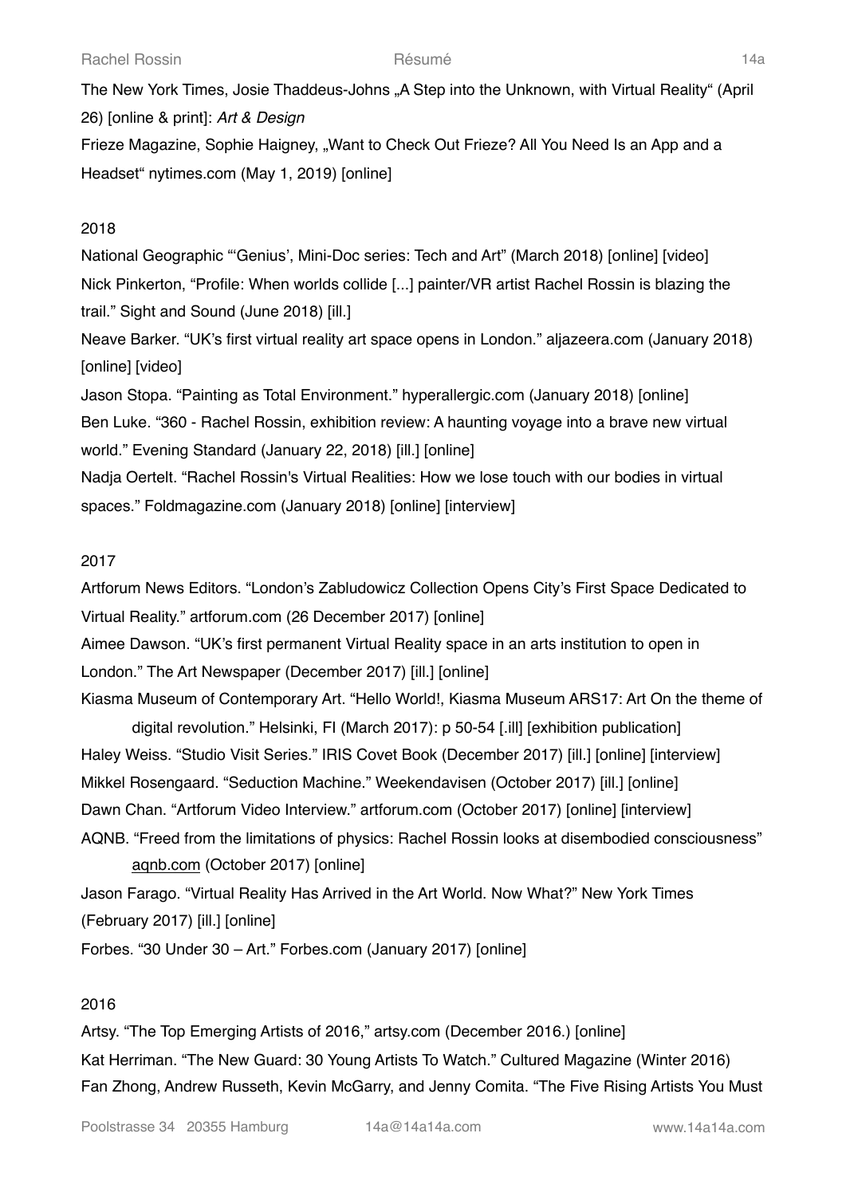The New York Times, Josie Thaddeus-Johns „A Step into the Unknown, with Virtual Reality“ (April 26) [online & print]: *Art & Design*

Frieze Magazine, Sophie Haigney, „Want to Check Out Frieze? All You Need Is an App and a Headset“ nytimes.com (May 1, 2019) [online]

2018

National Geographic "'Genius', Mini-Doc series: Tech and Art" (March 2018) [online] [video]

Nick Pinkerton, "Profile: When worlds collide [...] painter/VR artist Rachel Rossin is blazing the trail." Sight and Sound (June 2018) [ill.]

Neave Barker. "UK's first virtual reality art space opens in London." aljazeera.com (January 2018) [online] [video]

Jason Stopa. "Painting as Total Environment." hyperallergic.com (January 2018) [online]

Ben Luke. "360 - Rachel Rossin, exhibition review: A haunting voyage into a brave new virtual world." Evening Standard (January 22, 2018) [ill.] [online]

Nadja Oertelt. "Rachel Rossin's Virtual Realities: How we lose touch with our bodies in virtual spaces." Foldmagazine.com (January 2018) [online] [interview]

2017

Artforum News Editors. "London's Zabludowicz Collection Opens City's First Space Dedicated to Virtual Reality." artforum.com (26 December 2017) [online]

Aimee Dawson. "UK's first permanent Virtual Reality space in an arts institution to open in London." The Art Newspaper (December 2017) [ill.] [online]

Kiasma Museum of Contemporary Art. "Hello World!, Kiasma Museum ARS17: Art On the theme of digital revolution." Helsinki, FI (March 2017): p 50-54 [.ill] [exhibition publication]

Haley Weiss. "Studio Visit Series." IRIS Covet Book (December 2017) [ill.] [online] [interview]

Mikkel Rosengaard. "Seduction Machine." Weekendavisen (October 2017) [ill.] [online]

Dawn Chan. "Artforum Video Interview." artforum.com (October 2017) [online] [interview]

AQNB. "Freed from the limitations of physics: Rachel Rossin looks at disembodied consciousness" aqnb.com (October 2017) [online]

Jason Farago. "Virtual Reality Has Arrived in the Art World. Now What?" New York Times (February 2017) [ill.] [online]

Forbes. "30 Under 30 – Art." Forbes.com (January 2017) [online]

2016

Artsy. "The Top Emerging Artists of 2016," artsy.com (December 2016.) [online]

Kat Herriman. "The New Guard: 30 Young Artists To Watch." Cultured Magazine (Winter 2016)

Fan Zhong, Andrew Russeth, Kevin McGarry, and Jenny Comita. "The Five Rising Artists You Must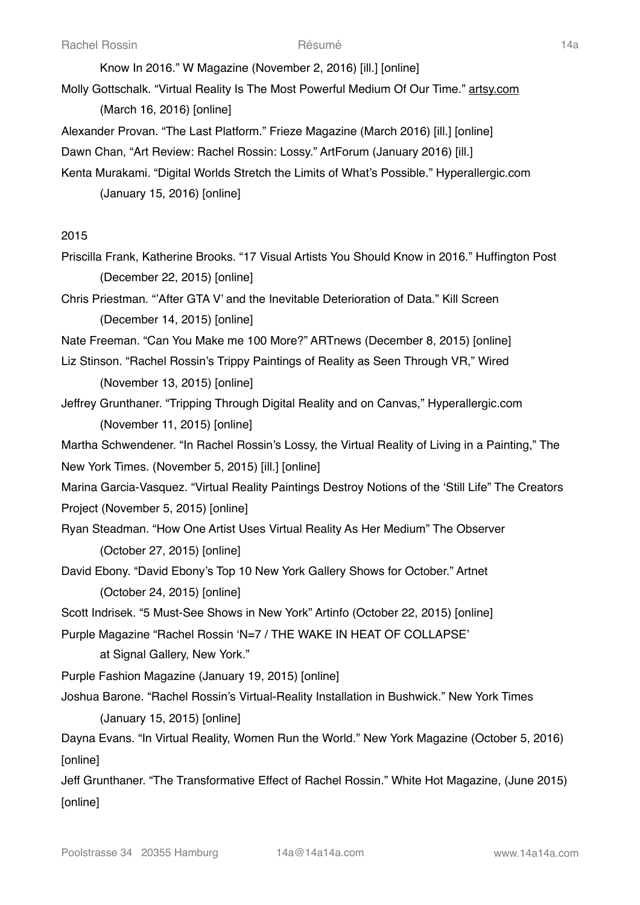Know In 2016." W Magazine (November 2, 2016) [ill.] [online]

Molly Gottschalk. "Virtual Reality Is The Most Powerful Medium Of Our Time." artsy.com (March 16, 2016) [online]

Alexander Provan. "The Last Platform." Frieze Magazine (March 2016) [ill.] [online]

Dawn Chan, "Art Review: Rachel Rossin: Lossy." ArtForum (January 2016) [ill.]

Kenta Murakami. "Digital Worlds Stretch the Limits of What's Possible." Hyperallergic.com (January 15, 2016) [online]

2015

Priscilla Frank, Katherine Brooks. "17 Visual Artists You Should Know in 2016." Huffington Post (December 22, 2015) [online]

Chris Priestman. "'After GTA V' and the Inevitable Deterioration of Data." Kill Screen (December 14, 2015) [online]

Nate Freeman. "Can You Make me 100 More?" ARTnews (December 8, 2015) [online]

Liz Stinson. "Rachel Rossin's Trippy Paintings of Reality as Seen Through VR," Wired (November 13, 2015) [online]

Jeffrey Grunthaner. "Tripping Through Digital Reality and on Canvas," Hyperallergic.com (November 11, 2015) [online]

Martha Schwendener. "In Rachel Rossin's Lossy, the Virtual Reality of Living in a Painting," The New York Times. (November 5, 2015) [ill.] [online]

Marina Garcia-Vasquez. "Virtual Reality Paintings Destroy Notions of the 'Still Life" The Creators Project (November 5, 2015) [online]

Ryan Steadman. "How One Artist Uses Virtual Reality As Her Medium" The Observer (October 27, 2015) [online]

David Ebony. "David Ebony's Top 10 New York Gallery Shows for October." Artnet (October 24, 2015) [online]

Scott Indrisek. "5 Must-See Shows in New York" Artinfo (October 22, 2015) [online]

Purple Magazine "Rachel Rossin 'N=7 / THE WAKE IN HEAT OF COLLAPSE' at Signal Gallery, New York."

Purple Fashion Magazine (January 19, 2015) [online]

Joshua Barone. "Rachel Rossin's Virtual-Reality Installation in Bushwick." New York Times (January 15, 2015) [online]

Dayna Evans. "In Virtual Reality, Women Run the World." New York Magazine (October 5, 2016) [online]

Jeff Grunthaner. "The Transformative Effect of Rachel Rossin." White Hot Magazine, (June 2015) [online]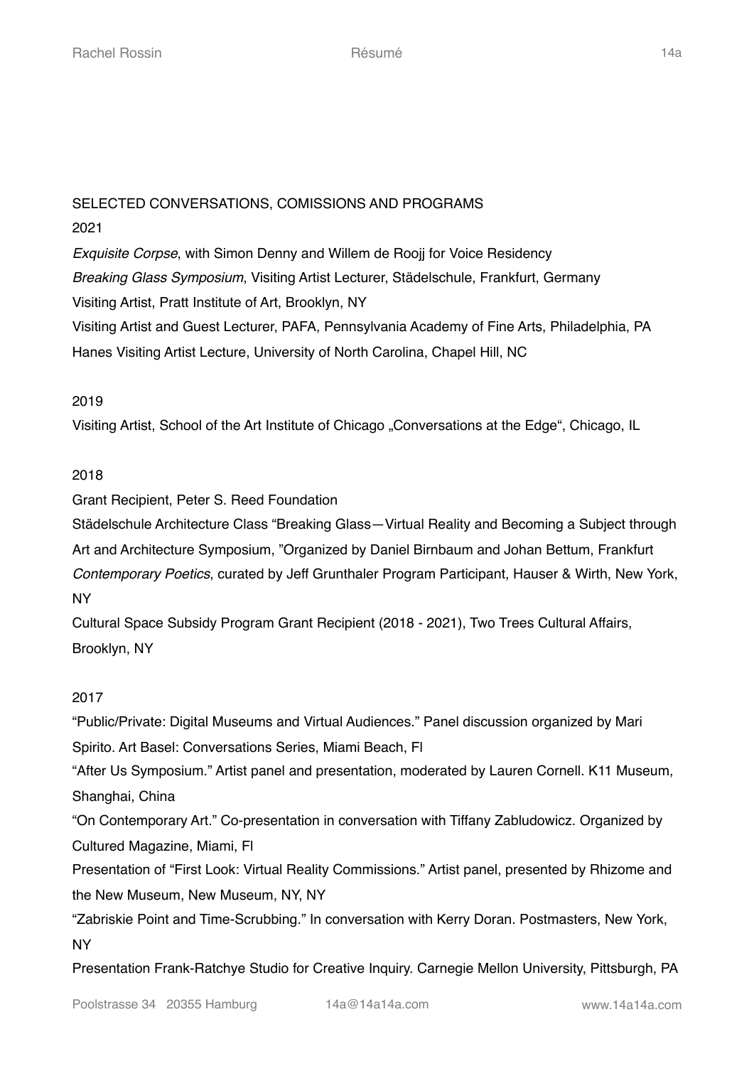SELECTED CONVERSATIONS, COMISSIONS AND PROGRAMS

2021

*Exquisite Corpse*, with Simon Denny and Willem de Roojj for Voice Residency

*Breaking Glass Symposium*, Visiting Artist Lecturer, Städelschule, Frankfurt, Germany

Visiting Artist, Pratt Institute of Art, Brooklyn, NY

Visiting Artist and Guest Lecturer, PAFA, Pennsylvania Academy of Fine Arts, Philadelphia, PA

Hanes Visiting Artist Lecture, University of North Carolina, Chapel Hill, NC

2019

Visiting Artist, School of the Art Institute of Chicago „Conversations at the Edge“, Chicago, IL

2018

Grant Recipient, Peter S. Reed Foundation

Städelschule Architecture Class "Breaking Glass—Virtual Reality and Becoming a Subject through Art and Architecture Symposium, "Organized by Daniel Birnbaum and Johan Bettum, Frankfurt

*Contemporary Poetics*, curated by Jeff Grunthaler Program Participant, Hauser & Wirth, New York, NY

Cultural Space Subsidy Program Grant Recipient (2018 - 2021), Two Trees Cultural Affairs, Brooklyn, NY

2017

"Public/Private: Digital Museums and Virtual Audiences." Panel discussion organized by Mari Spirito. Art Basel: Conversations Series, Miami Beach, Fl

"After Us Symposium." Artist panel and presentation, moderated by Lauren Cornell. K11 Museum, Shanghai, China

"On Contemporary Art." Co-presentation in conversation with Tiffany Zabludowicz. Organized by Cultured Magazine, Miami, Fl

Presentation of "First Look: Virtual Reality Commissions." Artist panel, presented by Rhizome and the New Museum, New Museum, NY, NY

"Zabriskie Point and Time-Scrubbing." In conversation with Kerry Doran. Postmasters, New York, NY

Presentation Frank-Ratchye Studio for Creative Inquiry. Carnegie Mellon University, Pittsburgh, PA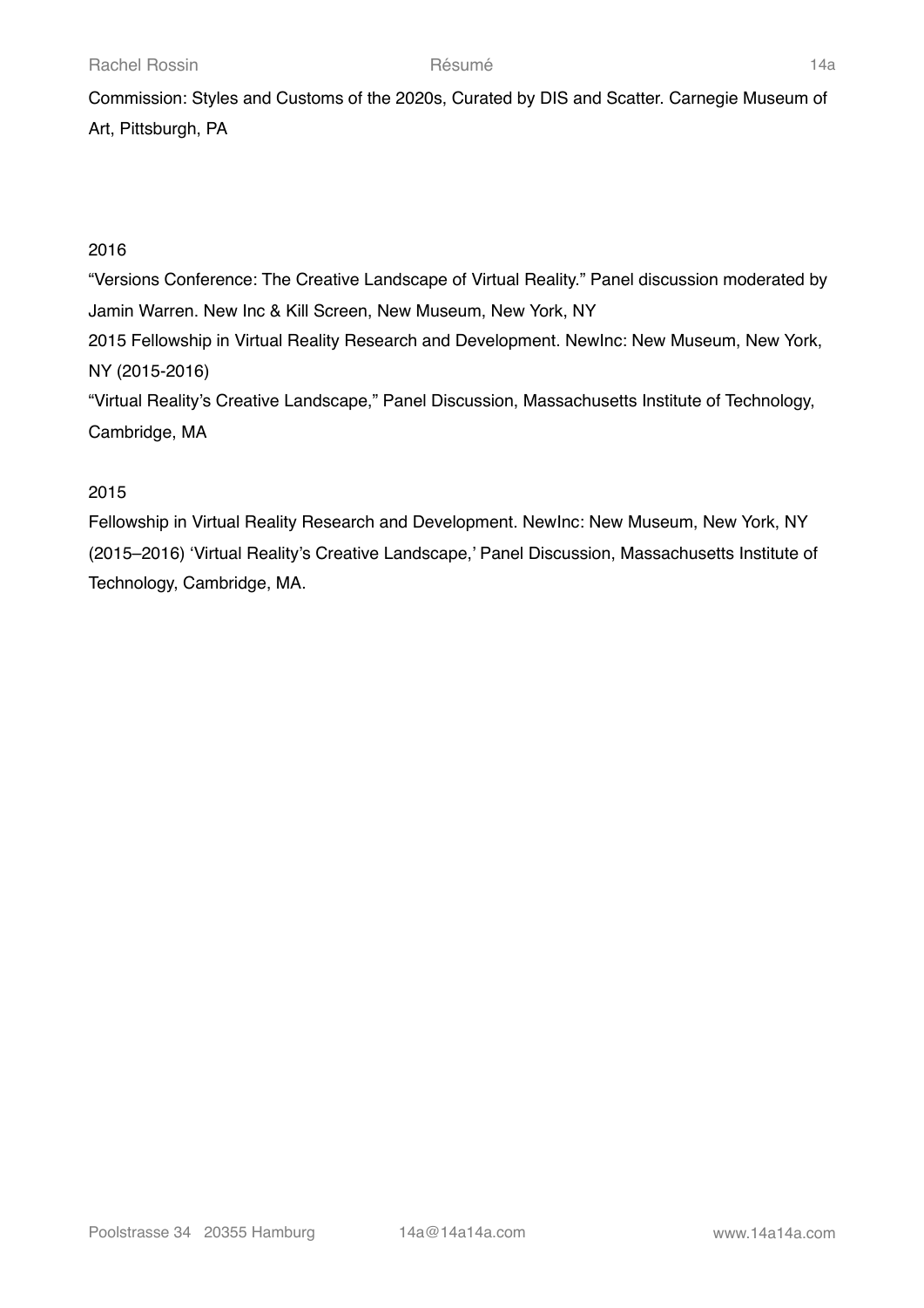Commission: Styles and Customs of the 2020s, Curated by DIS and Scatter. Carnegie Museum of Art, Pittsburgh, PA

2016

"Versions Conference: The Creative Landscape of Virtual Reality." Panel discussion moderated by Jamin Warren. New Inc & Kill Screen, New Museum, New York, NY

2015 Fellowship in Virtual Reality Research and Development. NewInc: New Museum, New York, NY (2015-2016)

"Virtual Reality's Creative Landscape," Panel Discussion, Massachusetts Institute of Technology, Cambridge, MA

2015

Fellowship in Virtual Reality Research and Development. NewInc: New Museum, New York, NY (2015–2016) 'Virtual Reality's Creative Landscape,' Panel Discussion, Massachusetts Institute of Technology, Cambridge, MA.